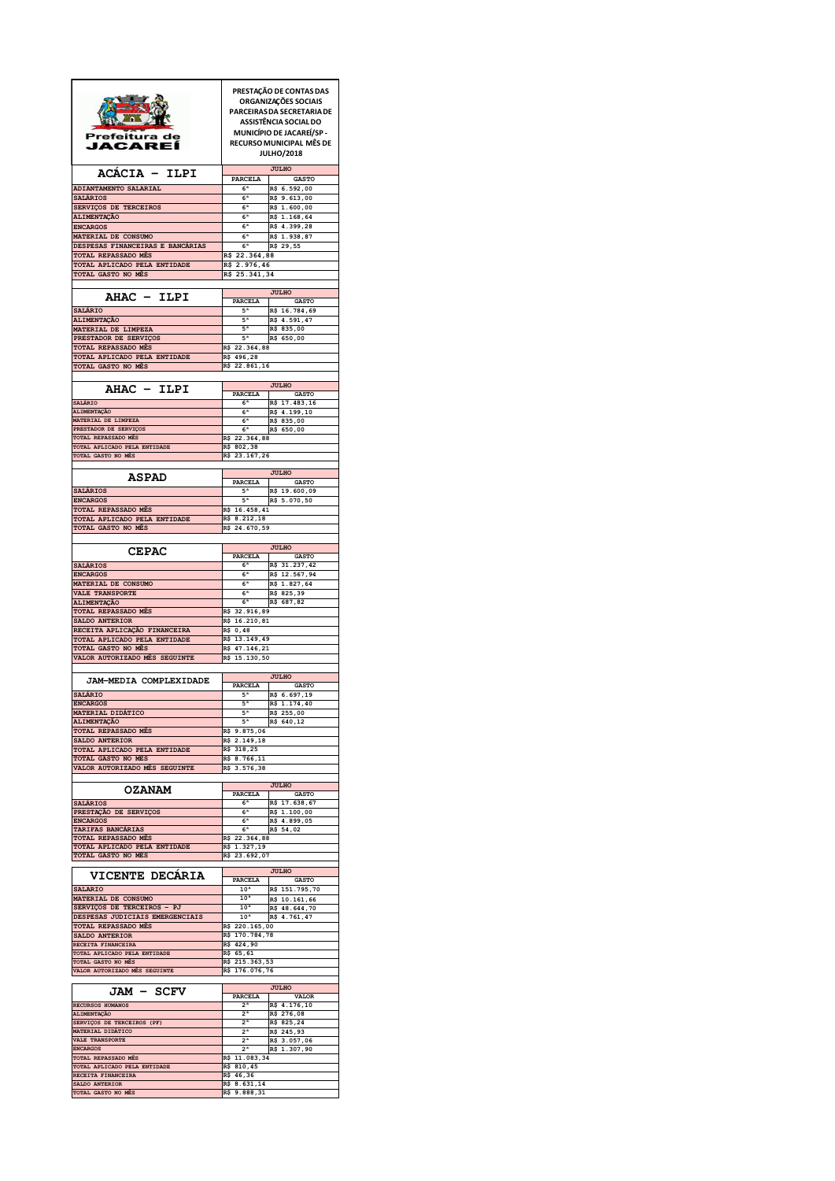Prefeitura de JACAREÍ

**PRESTAÇÃO DE CONTAS DAS ORGANIZAÇÕES SOCIAIS PARCEIRAS DA SECRETARIA DE ASSISTÊNCIA SOCIAL DO MUNICÍPIO DE JACAREÍ/SP - RECURSO MUNICIPAL MÊS DE JULHO/2018**

| ACÁCIA - ILPI | JULHO | |
|---|---|---|
| | PARCELA | GASTO |
| ADIANTAMENTO SALARIAL | 6ª | R$ 6.592,00 |
| SALÁRIOS | 6ª | R$ 9.613,00 |
| SERVIÇOS DE TERCEIROS | 6ª | R$ 1.600,00 |
| ALIMENTAÇÃO | 6ª | R$ 1.168,64 |
| ENCARGOS | 6ª | R$ 4.399,28 |
| MATERIAL DE CONSUMO | 6ª | R$ 1.938,87 |
| DESPESAS FINANCEIRAS E BANCÁRIAS | 6ª | R$ 29,55 |
| TOTAL REPASSADO MÊS | R$ 22.364,88 | |
| TOTAL APLICADO PELA ENTIDADE | R$ 2.976,46 | |
| TOTAL GASTO NO MÊS | R$ 25.341,34 | |

| AHAC - ILPI | JULHO | |
|---|---|---|
| | PARCELA | GASTO |
| SALÁRIO | 5ª | R$ 16.784,69 |
| ALIMENTAÇÃO | 5ª | R$ 4.591,47 |
| MATERIAL DE LIMPEZA | 5ª | R$ 835,00 |
| PRESTADOR DE SERVIÇOS | 5ª | R$ 650,00 |
| TOTAL REPASSADO MÊS | R$ 22.364,88 | |
| TOTAL APLICADO PELA ENTIDADE | R$ 496,28 | |
| TOTAL GASTO NO MÊS | R$ 22.861,16 | |

| AHAC - ILPI | JULHO | |
|---|---|---|
| | PARCELA | GASTO |
| SALÁRIO | 6ª | R$ 17.483,16 |
| ALIMENTAÇÃO | 6ª | R$ 4.199,10 |
| MATERIAL DE LIMPEZA | 6ª | R$ 835,00 |
| PRESTADOR DE SERVIÇOS | 6ª | R$ 650,00 |
| TOTAL REPASSADO MÊS | R$ 22.364,88 | |
| TOTAL APLICADO PELA ENTIDADE | R$ 802,38 | |
| TOTAL GASTO NO MÊS | R$ 23.167,26 | |

| ASPAD | JULHO | |
|---|---|---|
| | PARCELA | GASTO |
| SALÁRIOS | 5ª | R$ 19.600,09 |
| ENCARGOS | 5ª | R$ 5.070,50 |
| TOTAL REPASSADO MÊS | R$ 16.458,41 | |
| TOTAL APLICADO PELA ENTIDADE | R$ 8.212,18 | |
| TOTAL GASTO NO MÊS | R$ 24.670,59 | |

| CEPAC | JULHO | |
|---|---|---|
| | PARCELA | GASTO |
| SALÁRIOS | 6ª | R$ 31.237,42 |
| ENCARGOS | 6ª | R$ 12.567,94 |
| MATERIAL DE CONSUMO | 6ª | R$ 1.827,64 |
| VALE TRANSPORTE | 6ª | R$ 825,39 |
| ALIMENTAÇÃO | 6ª | R$ 687,82 |
| TOTAL REPASSADO MÊS | R$ 32.916,89 | |
| SALDO ANTERIOR | R$ 16.210,81 | |
| RECEITA APLICAÇÃO FINANCEIRA | R$ 0,48 | |
| TOTAL APLICADO PELA ENTIDADE | R$ 13.149,49 | |
| TOTAL GASTO NO MÊS | R$ 47.146,21 | |
| VALOR AUTORIZADO MÊS SEGUINTE | R$ 15.130,50 | |

| JAM-MEDIA COMPLEXIDADE | JULHO | |
|---|---|---|
| | PARCELA | GASTO |
| SALÁRIO | 5ª | R$ 6.697,19 |
| ENCARGOS | 5ª | R$ 1.174,40 |
| MATERIAL DIDÁTICO | 5ª | R$ 255,00 |
| ALIMENTAÇÃO | 5ª | R$ 640,12 |
| TOTAL REPASSADO MÊS | R$ 9.875,06 | |
| SALDO ANTERIOR | R$ 2.149,18 | |
| TOTAL APLICADO PELA ENTIDADE | R$ 318,25 | |
| TOTAL GASTO NO MÊS | R$ 8.766,11 | |
| VALOR AUTORIZADO MÊS SEGUINTE | R$ 3.576,38 | |

| OZANAM | JULHO | |
|---|---|---|
| | PARCELA | GASTO |
| SALÁRIOS | 6ª | R$ 17.638,67 |
| PRESTAÇÃO DE SERVIÇOS | 6ª | R$ 1.100,00 |
| ENCARGOS | 6ª | R$ 4.899,05 |
| TARIFAS BANCÁRIAS | 6ª | R$ 54,02 |
| TOTAL REPASSADO MÊS | R$ 22.364,88 | |
| TOTAL APLICADO PELA ENTIDADE | R$ 1.327,19 | |
| TOTAL GASTO NO MES | R$ 23.692,07 | |

| VICENTE DECÁRIA | JULHO | |
|---|---|---|
| | PARCELA | GASTO |
| SALARIO | 10ª | R$ 151.795,70 |
| MATERIAL DE CONSUMO | 10ª | R$ 10.161,66 |
| SERVIÇOS DE TERCEIROS - PJ | 10ª | R$ 48.644,70 |
| DESPESAS JUDICIAIS EMERGENCIAIS | 10ª | R$ 4.761,47 |
| TOTAL REPASSADO MÊS | R$ 220.165,00 | |
| SALDO ANTERIOR | R$ 170.784,78 | |
| RECEITA FINANCEIRA | R$ 424,90 | |
| TOTAL APLICADO PELA ENTIDADE | R$ 65,61 | |
| TOTAL GASTO NO MÊS | R$ 215.363,53 | |
| VALOR AUTORIZADO MÊS SEGUINTE | R$ 176.076,76 | |

| JAM - SCFV | JULHO | |
|---|---|---|
| | PARCELA | VALOR |
| RECURSOS HUMANOS | 2ª | R$ 4.176,10 |
| ALIMENTAÇÃO | 2ª | R$ 276,08 |
| SERVIÇOS DE TERCEIROS (PF) | 2ª | R$ 825,24 |
| MATERIAL DIDÁTICO | 2ª | R$ 245,93 |
| VALE TRANSPORTE | 2ª | R$ 3.057,06 |
| ENCARGOS | 2ª | R$ 1.307,90 |
| TOTAL REPASSADO MÊS | R$ 11.083,34 | |
| TOTAL APLICADO PELA ENTIDADE | R$ 810,45 | |
| RECEITA FINANCEIRA | R$ 46,36 | |
| SALDO ANTERIOR | R$ 8.631,14 | |
| TOTAL GASTO NO MÊS | R$ 9.888,31 | |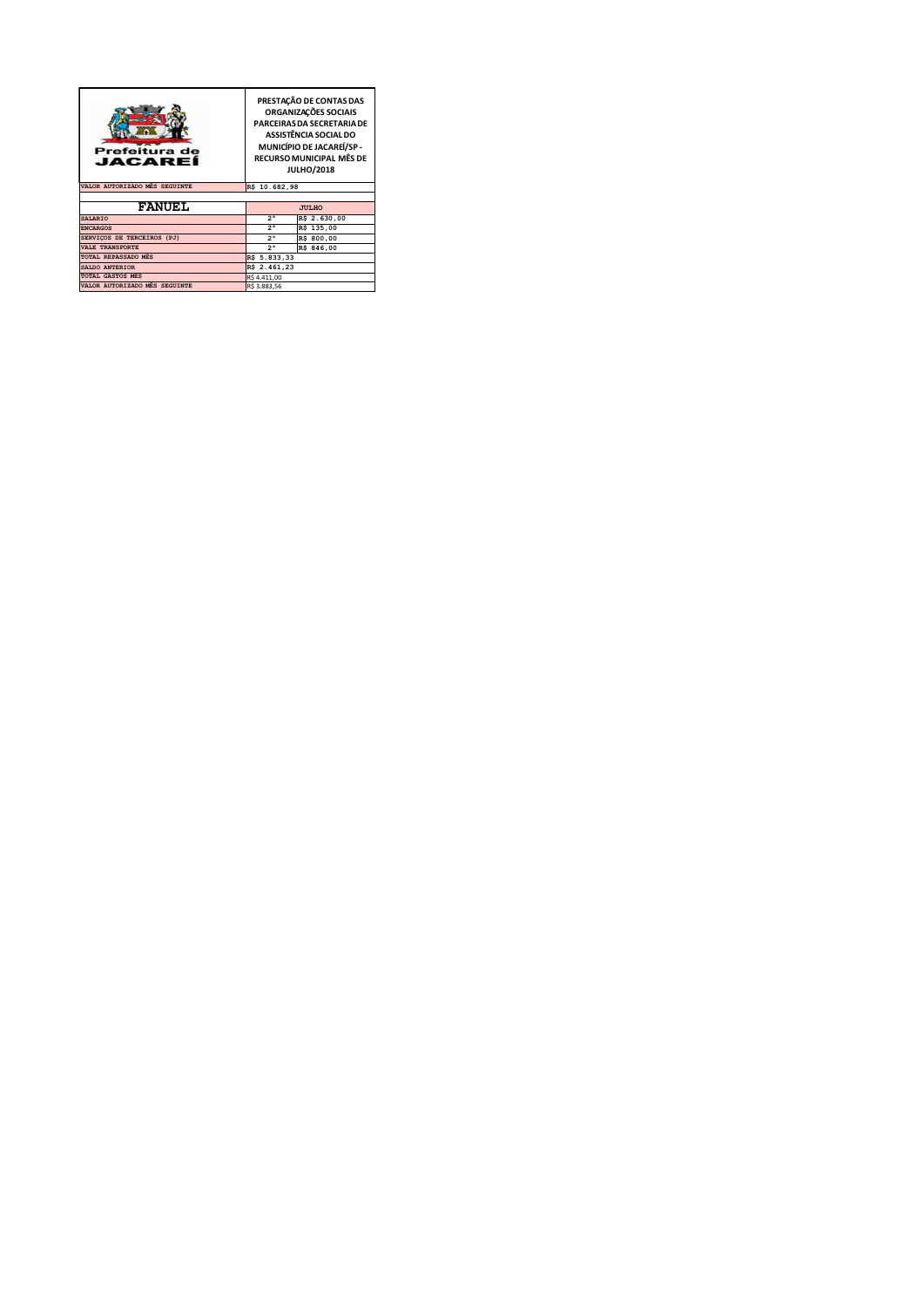| Prefeitura de JACAREÍ | PRESTAÇÃO DE CONTAS DAS ORGANIZAÇÕES SOCIAIS PARCEIRAS DA SECRETARIA DE ASSISTÊNCIA SOCIAL DO MUNICÍPIO DE JACAREÍ/SP - RECURSO MUNICIPAL MÊS DE JULHO/2018 | |
|---|---|---|
| VALOR AUTORIZADO MÊS SEGUINTE | R$ 10.682,98 | |
| | | |
| **FANUEL** | JULHO | |
| SALARIO | 2ª | R$ 2.630,00 |
| ENCARGOS | 2ª | R$ 135,00 |
| SERVIÇOS DE TERCEIROS (PJ) | 2ª | R$ 800,00 |
| VALE TRANSPORTE | 2ª | R$ 846,00 |
| TOTAL REPASSADO MÊS | R$ 5.833,33 | |
| SALDO ANTERIOR | R$ 2.461,23 | |
| TOTAL GASTOS MES | R$ 4.411,00 | |
| VALOR AUTORIZADO MÊS SEGUINTE | R$ 3.883,56 | |